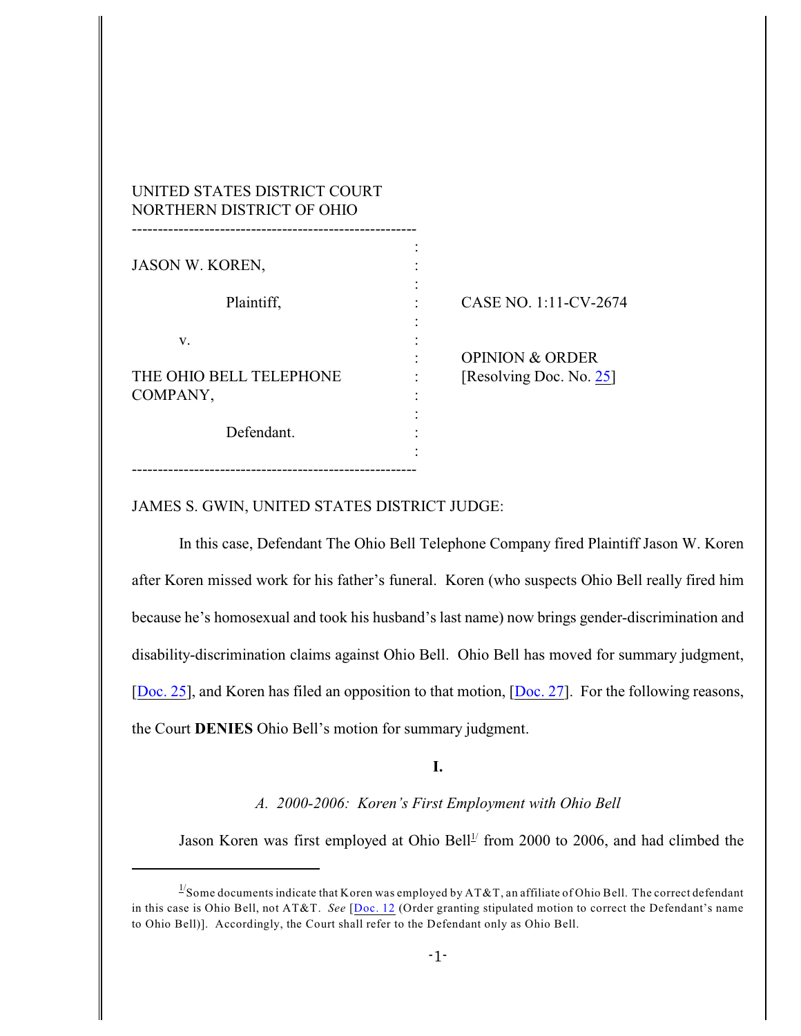UNITED STATES DISTRICT COURT
NORTHERN DISTRICT OF OHIO

| | | |
|---|---|---|
| JASON W. KOREN, Plaintiff, | : | CASE NO. 1:11-CV-2674 |
| v. | : | OPINION & ORDER [Resolving Doc. No. 25] |
| THE OHIO BELL TELEPHONE COMPANY, Defendant. | : | |

JAMES S. GWIN, UNITED STATES DISTRICT JUDGE:

In this case, Defendant The Ohio Bell Telephone Company fired Plaintiff Jason W. Koren after Koren missed work for his father's funeral. Koren (who suspects Ohio Bell really fired him because he's homosexual and took his husband's last name) now brings gender-discrimination and disability-discrimination claims against Ohio Bell. Ohio Bell has moved for summary judgment, [Doc. 25], and Koren has filed an opposition to that motion, [Doc. 27]. For the following reasons, the Court **DENIES** Ohio Bell's motion for summary judgment.

## I.

### *A. 2000-2006: Koren's First Employment with Ohio Bell*

Jason Koren was first employed at Ohio Bell[1] from 2000 to 2006, and had climbed the

---

[1] Some documents indicate that Koren was employed by AT&T, an affiliate of Ohio Bell. The correct defendant in this case is Ohio Bell, not AT&T. *See* [Doc. 12 (Order granting stipulated motion to correct the Defendant's name to Ohio Bell)]. Accordingly, the Court shall refer to the Defendant only as Ohio Bell.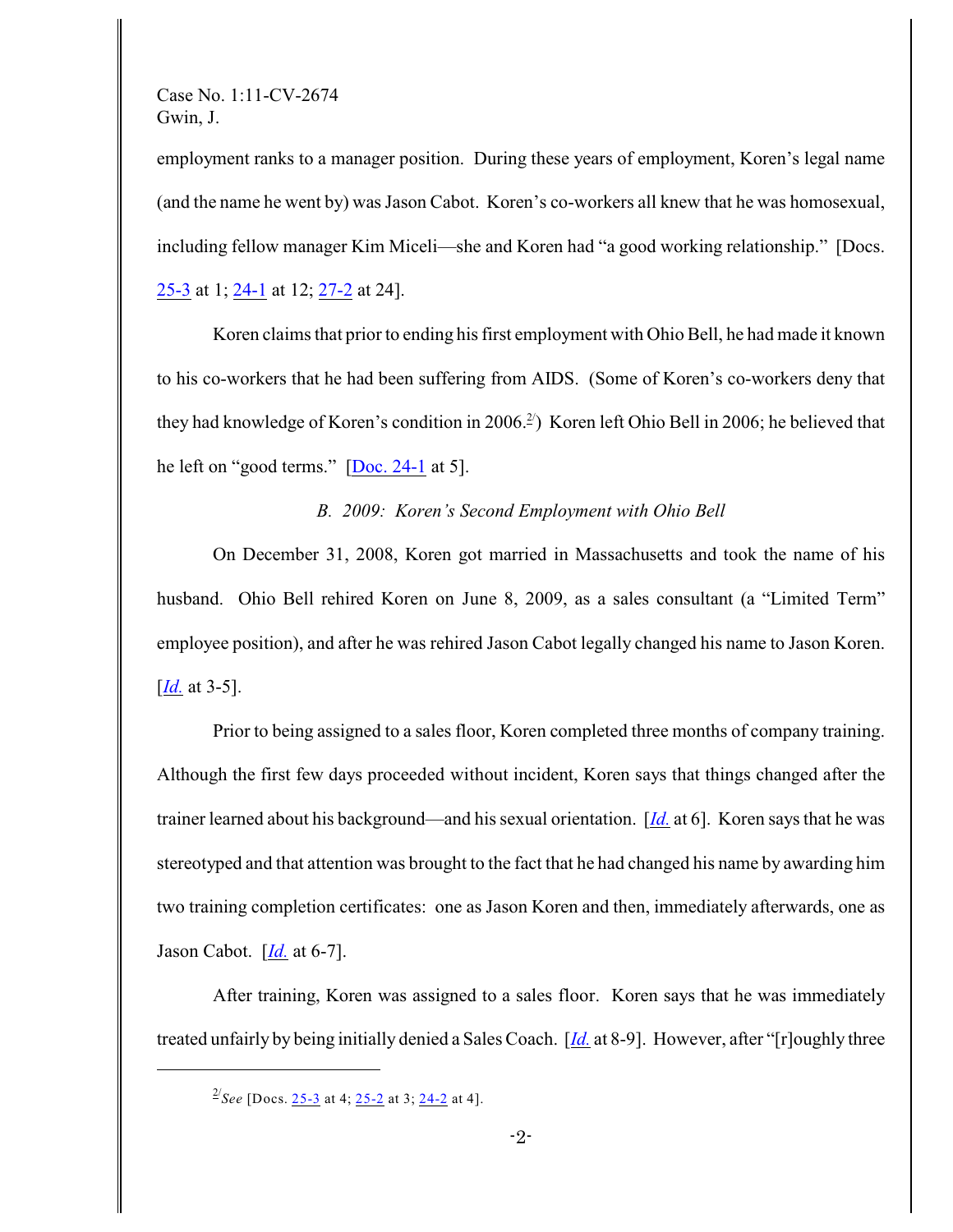employment ranks to a manager position. During these years of employment, Koren's legal name (and the name he went by) was Jason Cabot. Koren's co-workers all knew that he was homosexual, including fellow manager Kim Miceli—she and Koren had "a good working relationship." [Docs. 25-3 at 1; 24-1 at 12; 27-2 at 24].

Koren claims that prior to ending his first employment with Ohio Bell, he had made it known to his co-workers that he had been suffering from AIDS. (Some of Koren's co-workers deny that they had knowledge of Koren's condition in 2006.[2]) Koren left Ohio Bell in 2006; he believed that he left on "good terms." [Doc. 24-1 at 5].

*B. 2009: Koren's Second Employment with Ohio Bell*

On December 31, 2008, Koren got married in Massachusetts and took the name of his husband. Ohio Bell rehired Koren on June 8, 2009, as a sales consultant (a "Limited Term" employee position), and after he was rehired Jason Cabot legally changed his name to Jason Koren. [*Id.* at 3-5].

Prior to being assigned to a sales floor, Koren completed three months of company training. Although the first few days proceeded without incident, Koren says that things changed after the trainer learned about his background—and his sexual orientation. [*Id.* at 6]. Koren says that he was stereotyped and that attention was brought to the fact that he had changed his name by awarding him two training completion certificates: one as Jason Koren and then, immediately afterwards, one as Jason Cabot. [*Id.* at 6-7].

After training, Koren was assigned to a sales floor. Koren says that he was immediately treated unfairly by being initially denied a Sales Coach. [*Id.* at 8-9]. However, after "[r]oughly three

---

[2] *See* [Docs. 25-3 at 4; 25-2 at 3; 24-2 at 4].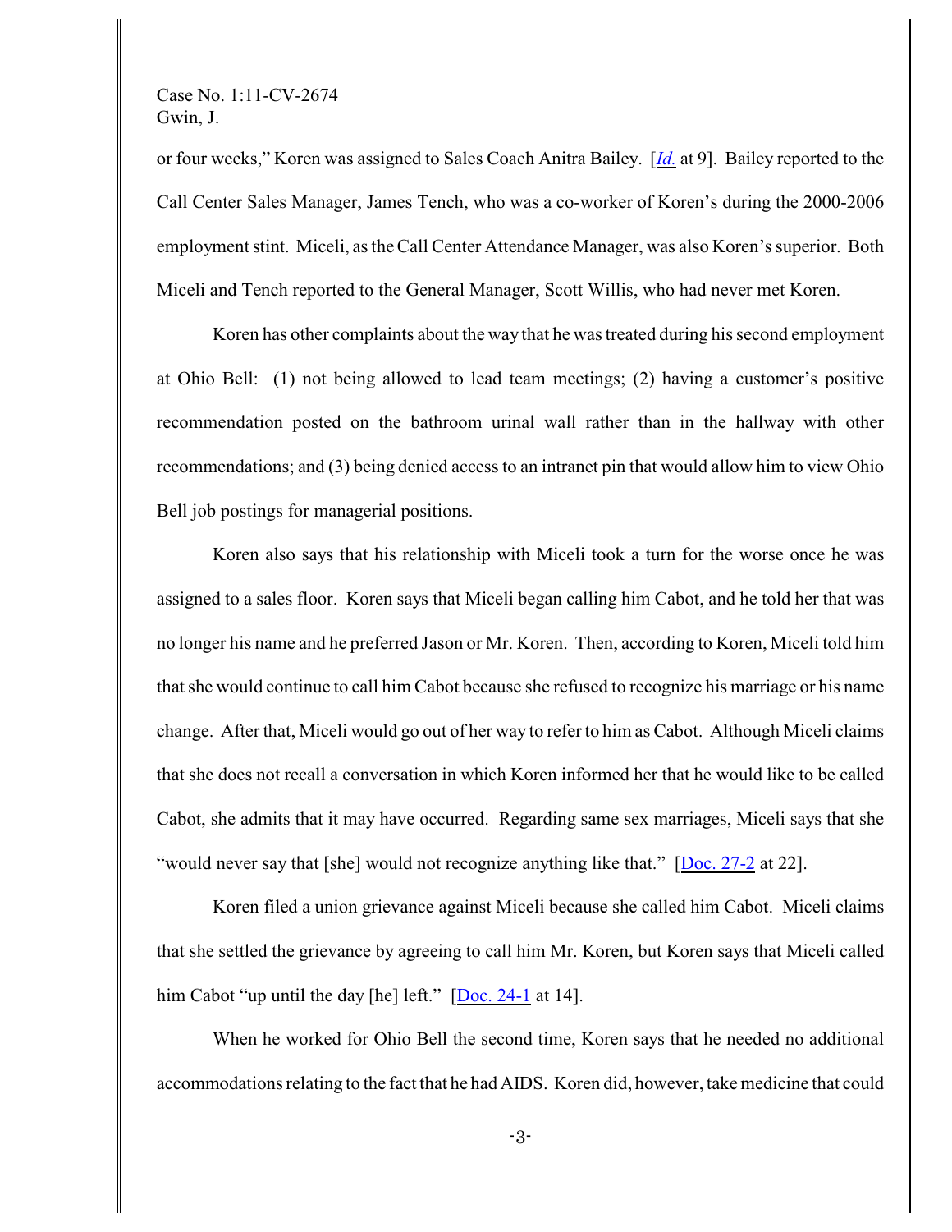or four weeks," Koren was assigned to Sales Coach Anitra Bailey. [*Id.* at 9]. Bailey reported to the Call Center Sales Manager, James Tench, who was a co-worker of Koren's during the 2000-2006 employment stint. Miceli, as the Call Center Attendance Manager, was also Koren's superior. Both Miceli and Tench reported to the General Manager, Scott Willis, who had never met Koren.

Koren has other complaints about the way that he was treated during his second employment at Ohio Bell: (1) not being allowed to lead team meetings; (2) having a customer's positive recommendation posted on the bathroom urinal wall rather than in the hallway with other recommendations; and (3) being denied access to an intranet pin that would allow him to view Ohio Bell job postings for managerial positions.

Koren also says that his relationship with Miceli took a turn for the worse once he was assigned to a sales floor. Koren says that Miceli began calling him Cabot, and he told her that was no longer his name and he preferred Jason or Mr. Koren. Then, according to Koren, Miceli told him that she would continue to call him Cabot because she refused to recognize his marriage or his name change. After that, Miceli would go out of her way to refer to him as Cabot. Although Miceli claims that she does not recall a conversation in which Koren informed her that he would like to be called Cabot, she admits that it may have occurred. Regarding same sex marriages, Miceli says that she "would never say that [she] would not recognize anything like that." [Doc. 27-2 at 22].

Koren filed a union grievance against Miceli because she called him Cabot. Miceli claims that she settled the grievance by agreeing to call him Mr. Koren, but Koren says that Miceli called him Cabot "up until the day [he] left." [Doc. 24-1 at 14].

When he worked for Ohio Bell the second time, Koren says that he needed no additional accommodations relating to the fact that he had AIDS. Koren did, however, take medicine that could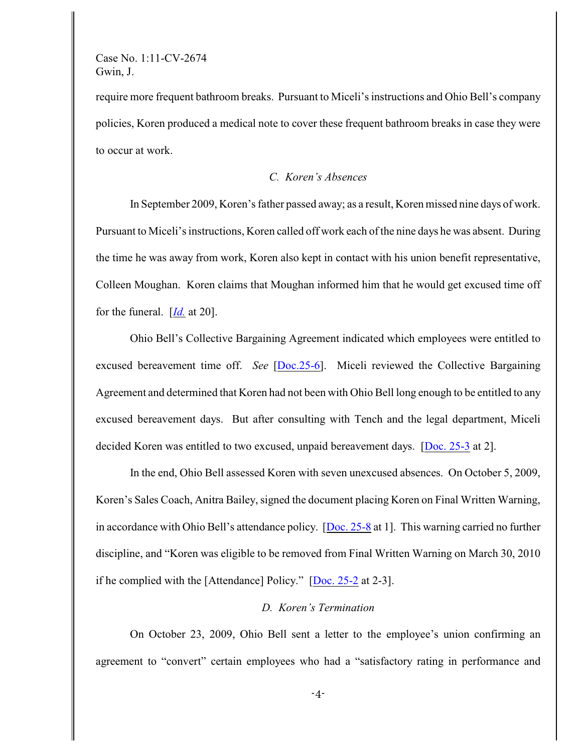require more frequent bathroom breaks. Pursuant to Miceli's instructions and Ohio Bell's company policies, Koren produced a medical note to cover these frequent bathroom breaks in case they were to occur at work.

### *C. Koren's Absences*

In September 2009, Koren's father passed away; as a result, Koren missed nine days of work. Pursuant to Miceli's instructions, Koren called off work each of the nine days he was absent. During the time he was away from work, Koren also kept in contact with his union benefit representative, Colleen Moughan. Koren claims that Moughan informed him that he would get excused time off for the funeral. [*Id.* at 20].

Ohio Bell's Collective Bargaining Agreement indicated which employees were entitled to excused bereavement time off. *See* [Doc.25-6]. Miceli reviewed the Collective Bargaining Agreement and determined that Koren had not been with Ohio Bell long enough to be entitled to any excused bereavement days. But after consulting with Tench and the legal department, Miceli decided Koren was entitled to two excused, unpaid bereavement days. [Doc. 25-3 at 2].

In the end, Ohio Bell assessed Koren with seven unexcused absences. On October 5, 2009, Koren's Sales Coach, Anitra Bailey, signed the document placing Koren on Final Written Warning, in accordance with Ohio Bell's attendance policy. [Doc. 25-8 at 1]. This warning carried no further discipline, and "Koren was eligible to be removed from Final Written Warning on March 30, 2010 if he complied with the [Attendance] Policy." [Doc. 25-2 at 2-3].

### *D. Koren's Termination*

On October 23, 2009, Ohio Bell sent a letter to the employee's union confirming an agreement to "convert" certain employees who had a "satisfactory rating in performance and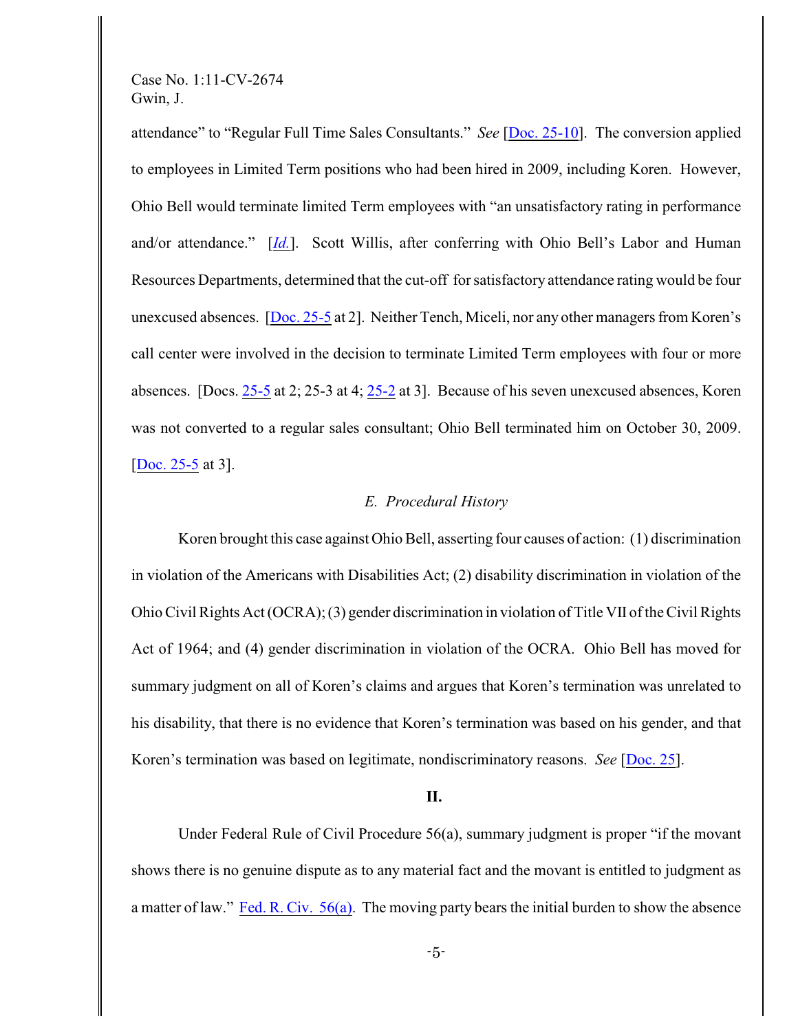attendance" to "Regular Full Time Sales Consultants." *See* [Doc. 25-10]. The conversion applied to employees in Limited Term positions who had been hired in 2009, including Koren. However, Ohio Bell would terminate limited Term employees with "an unsatisfactory rating in performance and/or attendance." [*Id.*]. Scott Willis, after conferring with Ohio Bell's Labor and Human Resources Departments, determined that the cut-off for satisfactory attendance rating would be four unexcused absences. [Doc. 25-5 at 2]. Neither Tench, Miceli, nor any other managers from Koren's call center were involved in the decision to terminate Limited Term employees with four or more absences. [Docs. 25-5 at 2; 25-3 at 4; 25-2 at 3]. Because of his seven unexcused absences, Koren was not converted to a regular sales consultant; Ohio Bell terminated him on October 30, 2009. [Doc. 25-5 at 3].

### *E. Procedural History*

Koren brought this case against Ohio Bell, asserting four causes of action: (1) discrimination in violation of the Americans with Disabilities Act; (2) disability discrimination in violation of the Ohio Civil Rights Act (OCRA); (3) gender discrimination in violation of Title VII of the Civil Rights Act of 1964; and (4) gender discrimination in violation of the OCRA. Ohio Bell has moved for summary judgment on all of Koren's claims and argues that Koren's termination was unrelated to his disability, that there is no evidence that Koren's termination was based on his gender, and that Koren's termination was based on legitimate, nondiscriminatory reasons. *See* [Doc. 25].

## **II.**

Under Federal Rule of Civil Procedure 56(a), summary judgment is proper "if the movant shows there is no genuine dispute as to any material fact and the movant is entitled to judgment as a matter of law." Fed. R. Civ. 56(a). The moving party bears the initial burden to show the absence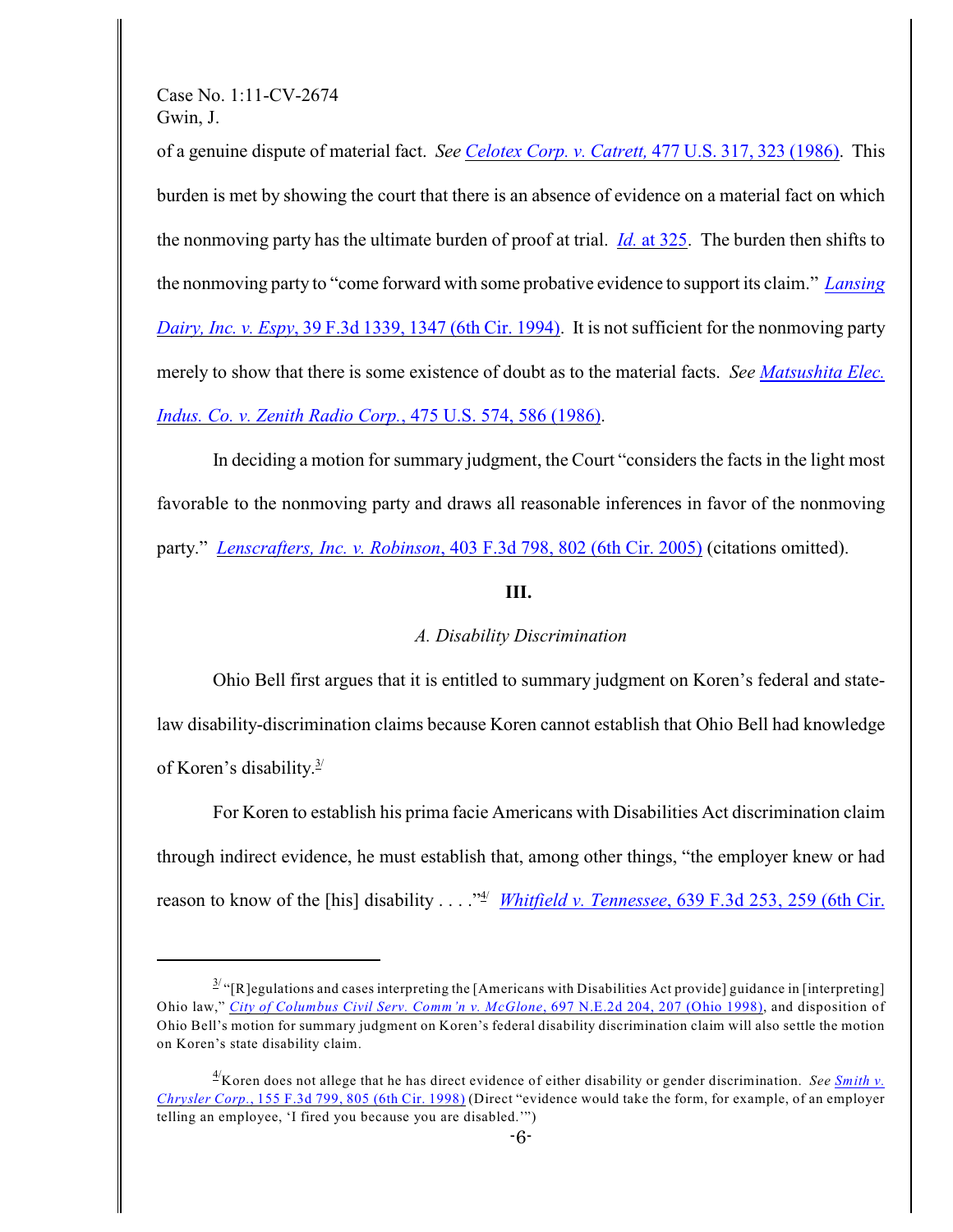of a genuine dispute of material fact. *See* *Celotex Corp. v. Catrett,* 477 U.S. 317, 323 (1986). This burden is met by showing the court that there is an absence of evidence on a material fact on which the nonmoving party has the ultimate burden of proof at trial. *Id.* at 325. The burden then shifts to the nonmoving party to "come forward with some probative evidence to support its claim." *Lansing Dairy, Inc. v. Espy*, 39 F.3d 1339, 1347 (6th Cir. 1994). It is not sufficient for the nonmoving party merely to show that there is some existence of doubt as to the material facts. *See* *Matsushita Elec. Indus. Co. v. Zenith Radio Corp.*, 475 U.S. 574, 586 (1986).

In deciding a motion for summary judgment, the Court "considers the facts in the light most favorable to the nonmoving party and draws all reasonable inferences in favor of the nonmoving party." *Lenscrafters, Inc. v. Robinson*, 403 F.3d 798, 802 (6th Cir. 2005) (citations omitted).

**III.**

*A. Disability Discrimination*

Ohio Bell first argues that it is entitled to summary judgment on Koren's federal and state-law disability-discrimination claims because Koren cannot establish that Ohio Bell had knowledge of Koren's disability.[3/]

For Koren to establish his prima facie Americans with Disabilities Act discrimination claim through indirect evidence, he must establish that, among other things, "the employer knew or had reason to know of the [his] disability . . . ."[4/] *Whitfield v. Tennessee*, 639 F.3d 253, 259 (6th Cir.

---

[3/] "[R]egulations and cases interpreting the [Americans with Disabilities Act provide] guidance in [interpreting] Ohio law," *City of Columbus Civil Serv. Comm'n v. McGlone*, 697 N.E.2d 204, 207 (Ohio 1998), and disposition of Ohio Bell's motion for summary judgment on Koren's federal disability discrimination claim will also settle the motion on Koren's state disability claim.

[4/] Koren does not allege that he has direct evidence of either disability or gender discrimination. *See* *Smith v. Chrysler Corp.*, 155 F.3d 799, 805 (6th Cir. 1998) (Direct "evidence would take the form, for example, of an employer telling an employee, 'I fired you because you are disabled.'")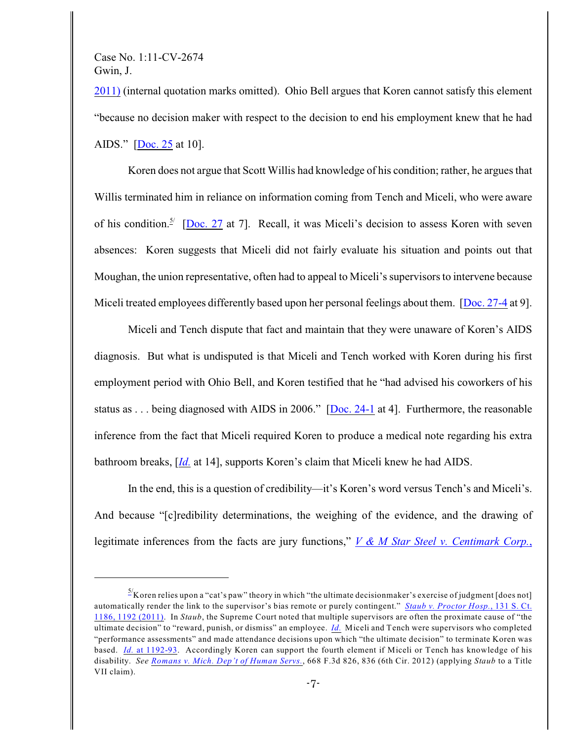2011) (internal quotation marks omitted). Ohio Bell argues that Koren cannot satisfy this element "because no decision maker with respect to the decision to end his employment knew that he had AIDS." [Doc. 25 at 10].

Koren does not argue that Scott Willis had knowledge of his condition; rather, he argues that Willis terminated him in reliance on information coming from Tench and Miceli, who were aware of his condition.[5] [Doc. 27 at 7]. Recall, it was Miceli's decision to assess Koren with seven absences: Koren suggests that Miceli did not fairly evaluate his situation and points out that Moughan, the union representative, often had to appeal to Miceli's supervisors to intervene because Miceli treated employees differently based upon her personal feelings about them. [Doc. 27-4 at 9].

Miceli and Tench dispute that fact and maintain that they were unaware of Koren's AIDS diagnosis. But what is undisputed is that Miceli and Tench worked with Koren during his first employment period with Ohio Bell, and Koren testified that he "had advised his coworkers of his status as . . . being diagnosed with AIDS in 2006." [Doc. 24-1 at 4]. Furthermore, the reasonable inference from the fact that Miceli required Koren to produce a medical note regarding his extra bathroom breaks, [*Id.* at 14], supports Koren's claim that Miceli knew he had AIDS.

In the end, this is a question of credibility—it's Koren's word versus Tench's and Miceli's. And because "[c]redibility determinations, the weighing of the evidence, and the drawing of legitimate inferences from the facts are jury functions," *V & M Star Steel v. Centimark Corp.*,

---

[5] Koren relies upon a "cat's paw" theory in which "the ultimate decisionmaker's exercise of judgment [does not] automatically render the link to the supervisor's bias remote or purely contingent." *Staub v. Proctor Hosp.*, 131 S. Ct. 1186, 1192 (2011). In *Staub*, the Supreme Court noted that multiple supervisors are often the proximate cause of "the ultimate decision" to "reward, punish, or dismiss" an employee. *Id.* Miceli and Tench were supervisors who completed "performance assessments" and made attendance decisions upon which "the ultimate decision" to terminate Koren was based. *Id.* at 1192-93. Accordingly Koren can support the fourth element if Miceli or Tench has knowledge of his disability. *See Romans v. Mich. Dep't of Human Servs.*, 668 F.3d 826, 836 (6th Cir. 2012) (applying *Staub* to a Title VII claim).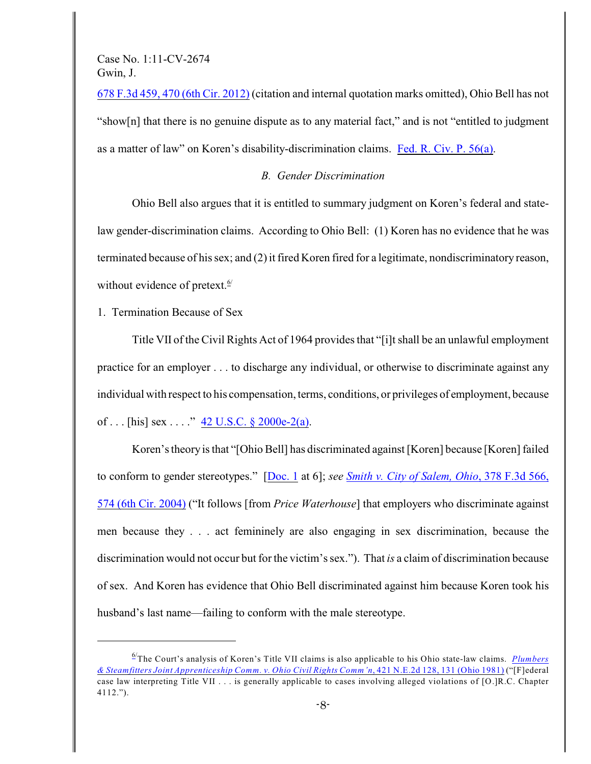678 F.3d 459, 470 (6th Cir. 2012) (citation and internal quotation marks omitted), Ohio Bell has not "show[n] that there is no genuine dispute as to any material fact," and is not "entitled to judgment as a matter of law" on Koren's disability-discrimination claims. Fed. R. Civ. P. 56(a).

*B. Gender Discrimination*

Ohio Bell also argues that it is entitled to summary judgment on Koren's federal and state-law gender-discrimination claims. According to Ohio Bell: (1) Koren has no evidence that he was terminated because of his sex; and (2) it fired Koren fired for a legitimate, nondiscriminatory reason, without evidence of pretext.[6]

1. Termination Because of Sex

Title VII of the Civil Rights Act of 1964 provides that "[i]t shall be an unlawful employment practice for an employer . . . to discharge any individual, or otherwise to discriminate against any individual with respect to his compensation, terms, conditions, or privileges of employment, because of . . . [his] sex . . . ." 42 U.S.C. § 2000e-2(a).

Koren's theory is that "[Ohio Bell] has discriminated against [Koren] because [Koren] failed to conform to gender stereotypes." [Doc. 1 at 6]; *see Smith v. City of Salem, Ohio*, 378 F.3d 566, 574 (6th Cir. 2004) ("It follows [from *Price Waterhouse*] that employers who discriminate against men because they . . . act femininely are also engaging in sex discrimination, because the discrimination would not occur but for the victim's sex."). That *is* a claim of discrimination because of sex. And Koren has evidence that Ohio Bell discriminated against him because Koren took his husband's last name—failing to conform with the male stereotype.

---

[6] The Court's analysis of Koren's Title VII claims is also applicable to his Ohio state-law claims. *Plumbers & Steamfitters Joint Apprenticeship Comm. v. Ohio Civil Rights Comm'n*, 421 N.E.2d 128, 131 (Ohio 1981) ("[F]ederal case law interpreting Title VII . . . is generally applicable to cases involving alleged violations of [O.]R.C. Chapter 4112.").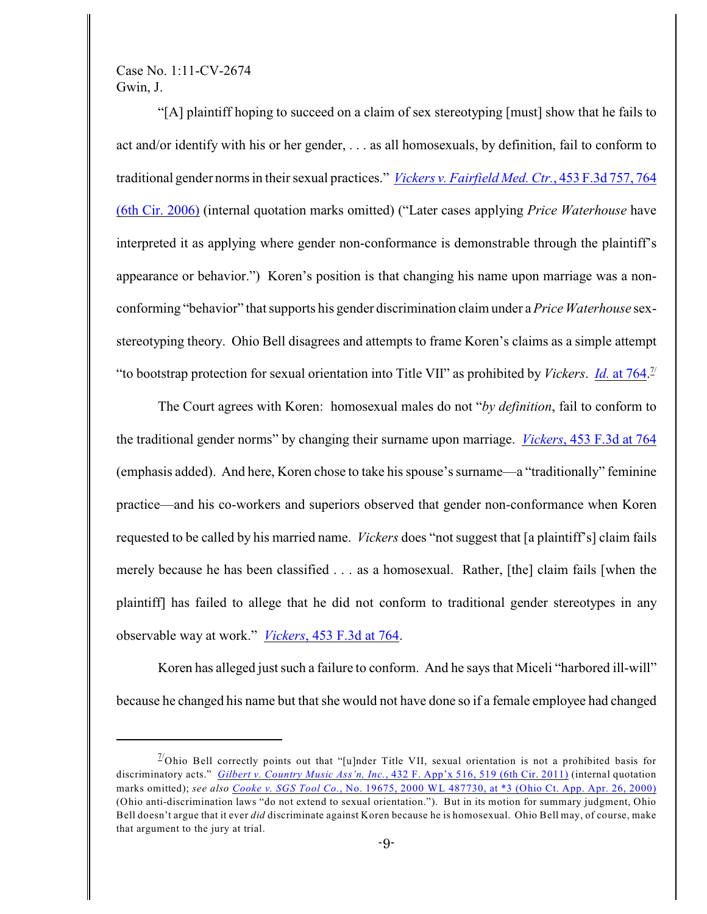"[A] plaintiff hoping to succeed on a claim of sex stereotyping [must] show that he fails to act and/or identify with his or her gender, . . . as all homosexuals, by definition, fail to conform to traditional gender norms in their sexual practices." *Vickers v. Fairfield Med. Ctr.*, 453 F.3d 757, 764 (6th Cir. 2006) (internal quotation marks omitted) ("Later cases applying *Price Waterhouse* have interpreted it as applying where gender non-conformance is demonstrable through the plaintiff's appearance or behavior.") Koren's position is that changing his name upon marriage was a non-conforming "behavior" that supports his gender discrimination claim under a *Price Waterhouse* sex-stereotyping theory. Ohio Bell disagrees and attempts to frame Koren's claims as a simple attempt "to bootstrap protection for sexual orientation into Title VII" as prohibited by *Vickers*. *Id.* at 764.[7]

The Court agrees with Koren: homosexual males do not "*by definition*, fail to conform to the traditional gender norms" by changing their surname upon marriage. *Vickers*, 453 F.3d at 764 (emphasis added). And here, Koren chose to take his spouse's surname—a "traditionally" feminine practice—and his co-workers and superiors observed that gender non-conformance when Koren requested to be called by his married name. *Vickers* does "not suggest that [a plaintiff's] claim fails merely because he has been classified . . . as a homosexual. Rather, [the] claim fails [when the plaintiff] has failed to allege that he did not conform to traditional gender stereotypes in any observable way at work." *Vickers*, 453 F.3d at 764.

Koren has alleged just such a failure to conform. And he says that Miceli "harbored ill-will" because he changed his name but that she would not have done so if a female employee had changed

---

[7] Ohio Bell correctly points out that "[u]nder Title VII, sexual orientation is not a prohibited basis for discriminatory acts." *Gilbert v. Country Music Ass'n, Inc.*, 432 F. App'x 516, 519 (6th Cir. 2011) (internal quotation marks omitted); *see also Cooke v. SGS Tool Co.*, No. 19675, 2000 WL 487730, at *3 (Ohio Ct. App. Apr. 26, 2000) (Ohio anti-discrimination laws "do not extend to sexual orientation."). But in its motion for summary judgment, Ohio Bell doesn't argue that it ever *did* discriminate against Koren because he is homosexual. Ohio Bell may, of course, make that argument to the jury at trial.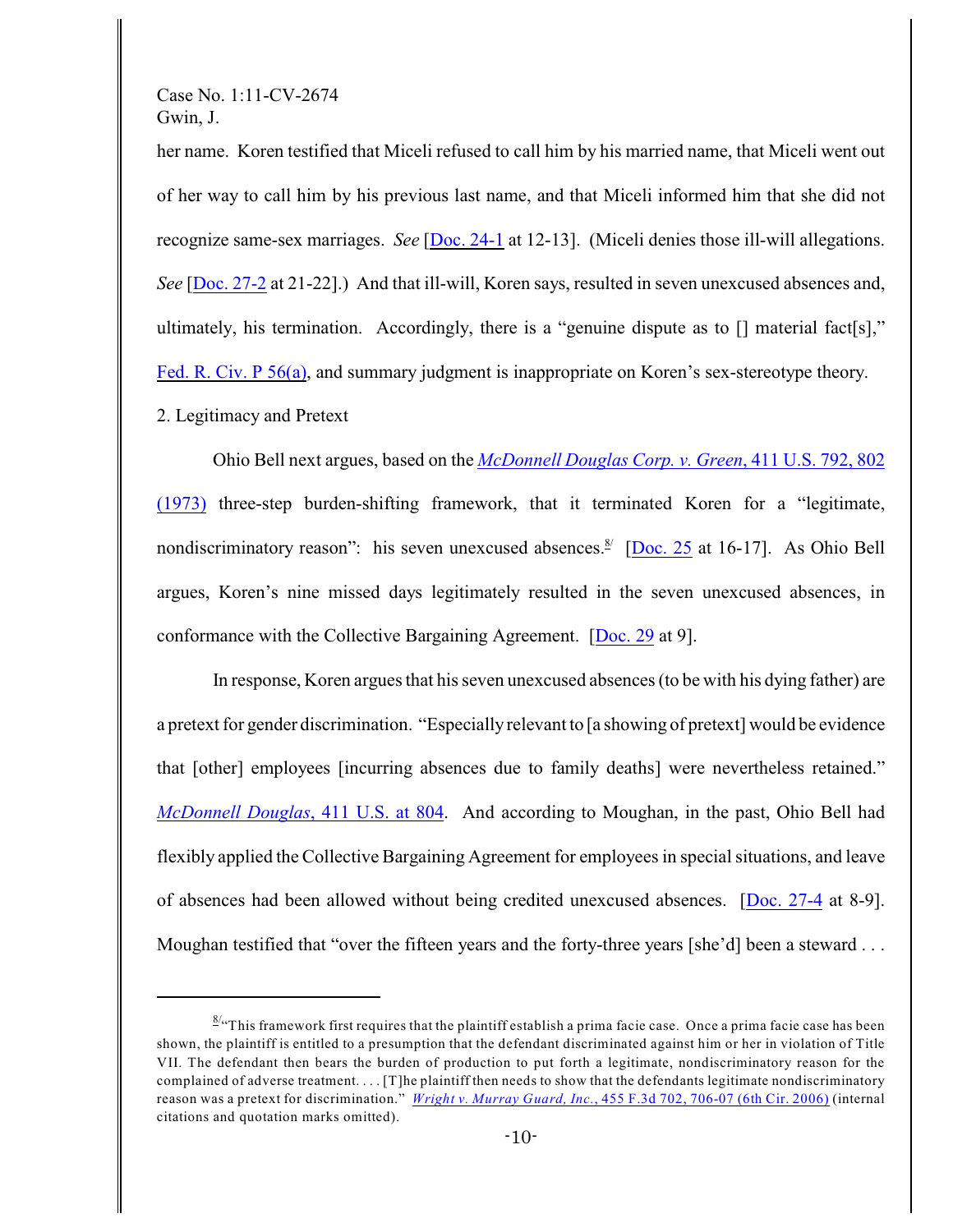her name. Koren testified that Miceli refused to call him by his married name, that Miceli went out of her way to call him by his previous last name, and that Miceli informed him that she did not recognize same-sex marriages. *See* [Doc. 24-1 at 12-13]. (Miceli denies those ill-will allegations. *See* [Doc. 27-2 at 21-22].) And that ill-will, Koren says, resulted in seven unexcused absences and, ultimately, his termination. Accordingly, there is a "genuine dispute as to [] material fact[s]," Fed. R. Civ. P 56(a), and summary judgment is inappropriate on Koren's sex-stereotype theory.

2. Legitimacy and Pretext

Ohio Bell next argues, based on the *McDonnell Douglas Corp. v. Green*, 411 U.S. 792, 802 (1973) three-step burden-shifting framework, that it terminated Koren for a "legitimate, nondiscriminatory reason": his seven unexcused absences.[8] [Doc. 25 at 16-17]. As Ohio Bell argues, Koren's nine missed days legitimately resulted in the seven unexcused absences, in conformance with the Collective Bargaining Agreement. [Doc. 29 at 9].

In response, Koren argues that his seven unexcused absences (to be with his dying father) are a pretext for gender discrimination. "Especially relevant to [a showing of pretext] would be evidence that [other] employees [incurring absences due to family deaths] were nevertheless retained." *McDonnell Douglas*, 411 U.S. at 804. And according to Moughan, in the past, Ohio Bell had flexibly applied the Collective Bargaining Agreement for employees in special situations, and leave of absences had been allowed without being credited unexcused absences. [Doc. 27-4 at 8-9]. Moughan testified that "over the fifteen years and the forty-three years [she'd] been a steward . . .

---

[8] "This framework first requires that the plaintiff establish a prima facie case. Once a prima facie case has been shown, the plaintiff is entitled to a presumption that the defendant discriminated against him or her in violation of Title VII. The defendant then bears the burden of production to put forth a legitimate, nondiscriminatory reason for the complained of adverse treatment. . . . [T]he plaintiff then needs to show that the defendants legitimate nondiscriminatory reason was a pretext for discrimination." *Wright v. Murray Guard, Inc.*, 455 F.3d 702, 706-07 (6th Cir. 2006) (internal citations and quotation marks omitted).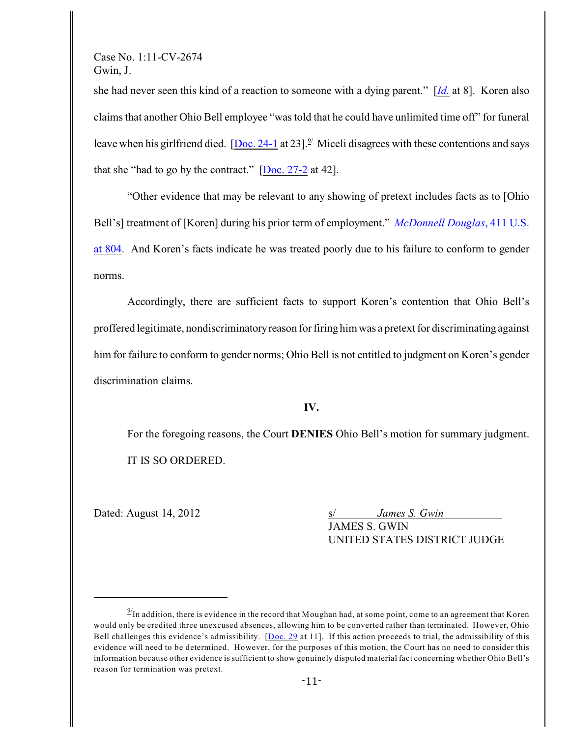she had never seen this kind of a reaction to someone with a dying parent." [*Id.* at 8]. Koren also claims that another Ohio Bell employee "was told that he could have unlimited time off" for funeral leave when his girlfriend died. [Doc. 24-1 at 23].[9] Miceli disagrees with these contentions and says that she "had to go by the contract." [Doc. 27-2 at 42].

"Other evidence that may be relevant to any showing of pretext includes facts as to [Ohio Bell's] treatment of [Koren] during his prior term of employment." *McDonnell Douglas*, 411 U.S. at 804. And Koren's facts indicate he was treated poorly due to his failure to conform to gender norms.

Accordingly, there are sufficient facts to support Koren's contention that Ohio Bell's proffered legitimate, nondiscriminatory reason for firing him was a pretext for discriminating against him for failure to conform to gender norms; Ohio Bell is not entitled to judgment on Koren's gender discrimination claims.

**IV.**

For the foregoing reasons, the Court **DENIES** Ohio Bell's motion for summary judgment.

IT IS SO ORDERED.

Dated: August 14, 2012

s/ *James S. Gwin*
JAMES S. GWIN
UNITED STATES DISTRICT JUDGE

---

[9] In addition, there is evidence in the record that Moughan had, at some point, come to an agreement that Koren would only be credited three unexcused absences, allowing him to be converted rather than terminated. However, Ohio Bell challenges this evidence's admissibility. [Doc. 29 at 11]. If this action proceeds to trial, the admissibility of this evidence will need to be determined. However, for the purposes of this motion, the Court has no need to consider this information because other evidence is sufficient to show genuinely disputed material fact concerning whether Ohio Bell's reason for termination was pretext.